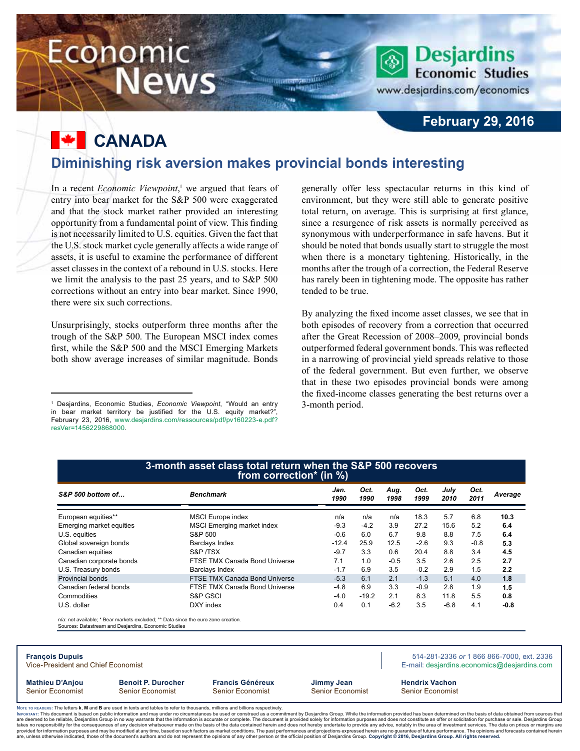# Economic News

Desjardins Economic Studies
www.desjardins.com/economics

**February 29, 2016**

## CANADA

## Diminishing risk aversion makes provincial bonds interesting

In a recent *Economic Viewpoint*,[1] we argued that fears of entry into bear market for the S&P 500 were exaggerated and that the stock market rather provided an interesting opportunity from a fundamental point of view. This finding is not necessarily limited to U.S. equities. Given the fact that the U.S. stock market cycle generally affects a wide range of assets, it is useful to examine the performance of different asset classes in the context of a rebound in U.S. stocks. Here we limit the analysis to the past 25 years, and to S&P 500 corrections without an entry into bear market. Since 1990, there were six such corrections.

Unsurprisingly, stocks outperform three months after the trough of the S&P 500. The European MSCI index comes first, while the S&P 500 and the MSCI Emerging Markets both show average increases of similar magnitude. Bonds generally offer less spectacular returns in this kind of environment, but they were still able to generate positive total return, on average. This is surprising at first glance, since a resurgence of risk assets is normally perceived as synonymous with underperformance in safe havens. But it should be noted that bonds usually start to struggle the most when there is a monetary tightening. Historically, in the months after the trough of a correction, the Federal Reserve has rarely been in tightening mode. The opposite has rather tended to be true.

By analyzing the fixed income asset classes, we see that in both episodes of recovery from a correction that occurred after the Great Recession of 2008–2009, provincial bonds outperformed federal government bonds. This was reflected in a narrowing of provincial yield spreads relative to those of the federal government. But even further, we observe that in these two episodes provincial bonds were among the fixed-income classes generating the best returns over a 3-month period.

[1] Desjardins, Economic Studies, *Economic Viewpoint*, "Would an entry in bear market territory be justified for the U.S. equity market?", February 23, 2016, www.desjardins.com/ressources/pdf/pv160223-e.pdf?resVer=1456229868000.

**3-month asset class total return when the S&P 500 recovers from correction\* (in %)**

| *S&P 500 bottom of…* | *Benchmark* | *Jan. 1990* | *Oct. 1990* | *Aug. 1998* | *Oct. 1999* | *July 2010* | *Oct. 2011* | *Average* |
|---|---|---|---|---|---|---|---|---|
| European equities** | MSCI Europe index | n/a | n/a | n/a | 18.3 | 5.7 | 6.8 | **10.3** |
| Emerging market equities | MSCI Emerging market index | -9.3 | -4.2 | 3.9 | 27.2 | 15.6 | 5.2 | **6.4** |
| U.S. equities | S&P 500 | -0.6 | 6.0 | 6.7 | 9.8 | 8.8 | 7.5 | **6.4** |
| Global sovereign bonds | Barclays Index | -12.4 | 25.9 | 12.5 | -2.6 | 9.3 | -0.8 | **5.3** |
| Canadian equities | S&P /TSX | -9.7 | 3.3 | 0.6 | 20.4 | 8.8 | 3.4 | **4.5** |
| Canadian corporate bonds | FTSE TMX Canada Bond Universe | 7.1 | 1.0 | -0.5 | 3.5 | 2.6 | 2.5 | **2.7** |
| U.S. Treasury bonds | Barclays Index | -1.7 | 6.9 | 3.5 | -0.2 | 2.9 | 1.5 | **2.2** |
| Provincial bonds | FTSE TMX Canada Bond Universe | -5.3 | 6.1 | 2.1 | -1.3 | 5.1 | 4.0 | **1.8** |
| Canadian federal bonds | FTSE TMX Canada Bond Universe | -4.8 | 6.9 | 3.3 | -0.9 | 2.8 | 1.9 | **1.5** |
| Commodities | S&P GSCI | -4.0 | -19.2 | 2.1 | 8.3 | 11.8 | 5.5 | **0.8** |
| U.S. dollar | DXY index | 0.4 | 0.1 | -6.2 | 3.5 | -6.8 | 4.1 | **-0.8** |

n/a: not available; * Bear markets excluded; ** Data since the euro zone creation.
Sources: Datastream and Desjardins, Economic Studies

**François Dupuis**
Vice-President and Chief Economist

514-281-2336 *or* 1 866 866-7000, ext. 2336
E-mail: desjardins.economics@desjardins.com

**Mathieu D'Anjou** Senior Economist | **Benoit P. Durocher** Senior Economist | **Francis Généreux** Senior Economist | **Jimmy Jean** Senior Economist | **Hendrix Vachon** Senior Economist

Note to readers: The letters **k**, **M** and **B** are used in texts and tables to refer to thousands, millions and billions respectively.
Important: This document is based on public information and may under no circumstances be used or construed as a commitment by Desjardins Group. While the information provided has been determined on the basis of data obtained from sources that are deemed to be reliable, Desjardins Group in no way warrants that the information is accurate or complete. The document is provided solely for information purposes and does not constitute an offer or solicitation for purchase or sale. Desjardins Group takes no responsibility for the consequences of any decision whatsoever made on the basis of the data contained herein and does not hereby undertake to provide any advice, notably in the area of investment services. The data on prices or margins are provided for information purposes and may be modified at any time, based on such factors as market conditions. The past performances and projections expressed herein are no guarantee of future performance. The opinions and forecasts contained herein are, unless otherwise indicated, those of the document's authors and do not represent the opinions of any other person or the official position of Desjardins Group. **Copyright © 2016, Desjardins Group. All rights reserved.**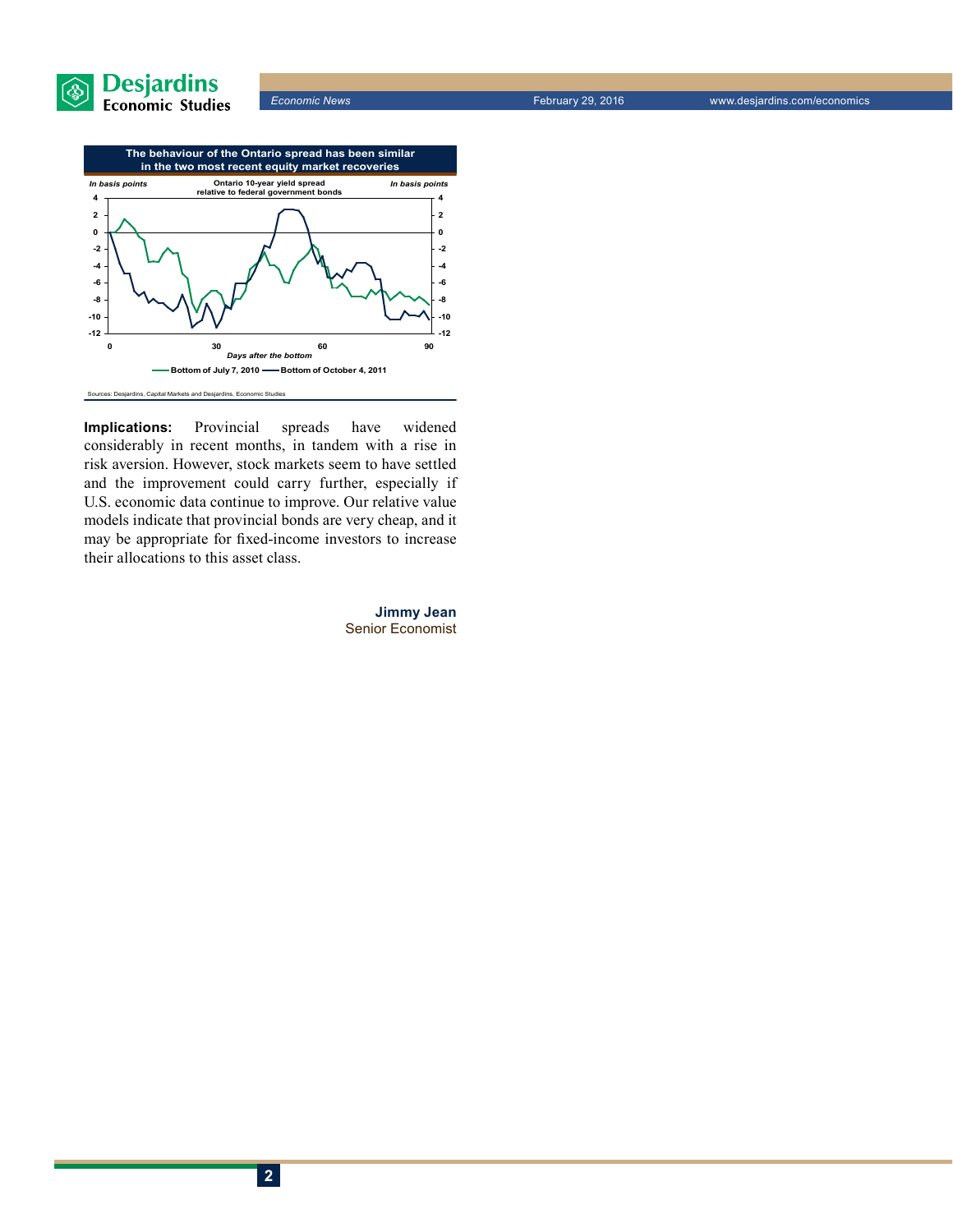**The behaviour of the Ontario spread has been similar in the two most recent equity market recoveries**

In basis points

Ontario 10-year yield spread relative to federal government bonds

In basis points

4
2
0
-2
-4
-6
-8
-10
-12

0
30
60
90

*Days after the bottom*

Bottom of July 7, 2010 — Bottom of October 4, 2011

Sources: Desjardins, Capital Markets and Desjardins, Economic Studies

**Implications:** Provincial spreads have widened considerably in recent months, in tandem with a rise in risk aversion. However, stock markets seem to have settled and the improvement could carry further, especially if U.S. economic data continue to improve. Our relative value models indicate that provincial bonds are very cheap, and it may be appropriate for fixed-income investors to increase their allocations to this asset class.

**Jimmy Jean**
Senior Economist